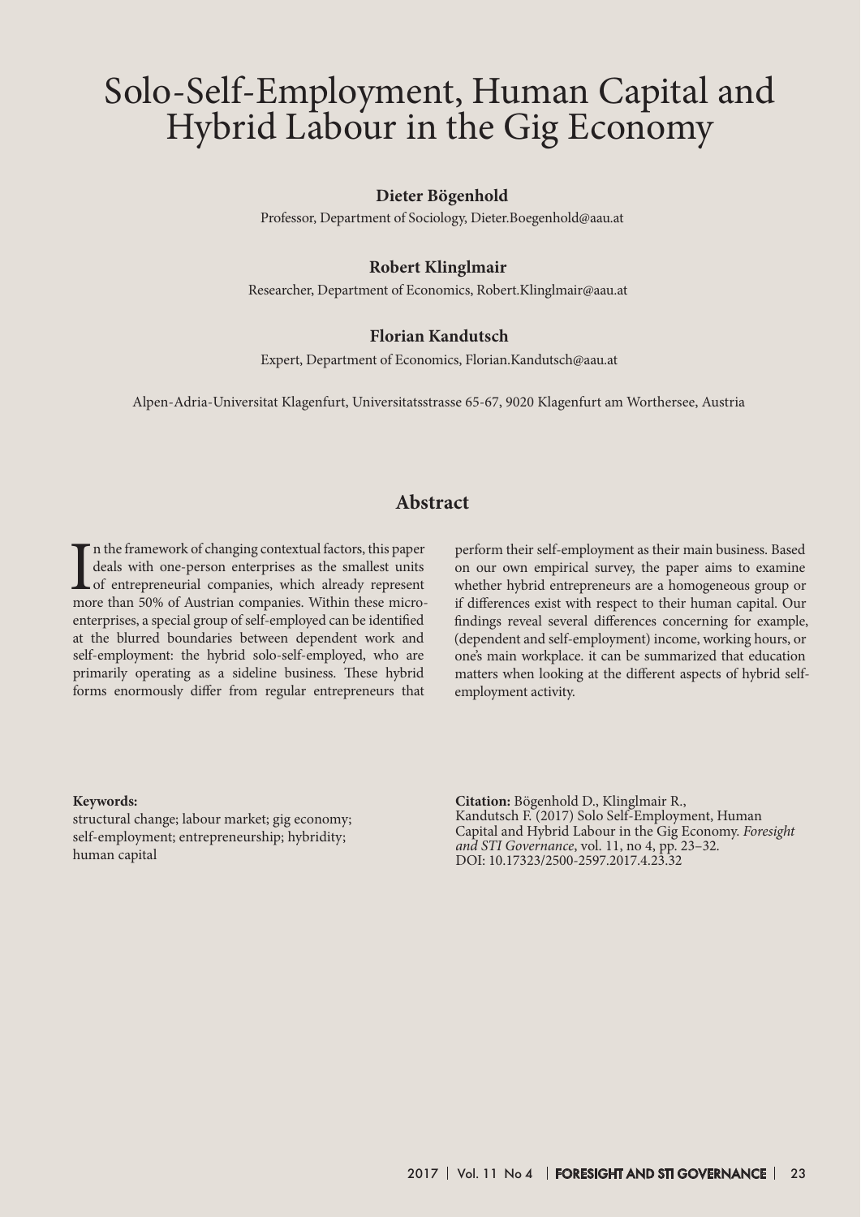# Solo-Self-Employment, Human Capital and Hybrid Labour in the Gig Economy

**Dieter Bögenhold**

Professor, Department of Sociology, Dieter.Boegenhold@aau.at

**Robert Klinglmair**

Researcher, Department of Economics, Robert.Klinglmair@aau.at

**Florian Kandutsch**

Expert, Department of Economics, Florian.Kandutsch@aau.at

Alpen-Adria-Universitat Klagenfurt, Universitatsstrasse 65-67, 9020 Klagenfurt am Worthersee, Austria

## Abstract

In the framework of changing contextual factors, this paper deals with one-person enterprises as the smallest units of entrepreneurial companies, which already represent more than 50% of Austrian companies. Within these micro-enterprises, a special group of self-employed can be identified at the blurred boundaries between dependent work and self-employment: the hybrid solo-self-employed, who are primarily operating as a sideline business. These hybrid forms enormously differ from regular entrepreneurs that perform their self-employment as their main business. Based on our own empirical survey, the paper aims to examine whether hybrid entrepreneurs are a homogeneous group or if differences exist with respect to their human capital. Our findings reveal several differences concerning for example, (dependent and self-employment) income, working hours, or one's main workplace. it can be summarized that education matters when looking at the different aspects of hybrid self-employment activity.

**Keywords:**
structural change; labour market; gig economy; self-employment; entrepreneurship; hybridity; human capital

**Citation:** Bögenhold D., Klinglmair R., Kandutsch F. (2017) Solo Self-Employment, Human Capital and Hybrid Labour in the Gig Economy. *Foresight and STI Governance*, vol. 11, no 4, pp. 23–32. DOI: 10.17323/2500-2597.2017.4.23.32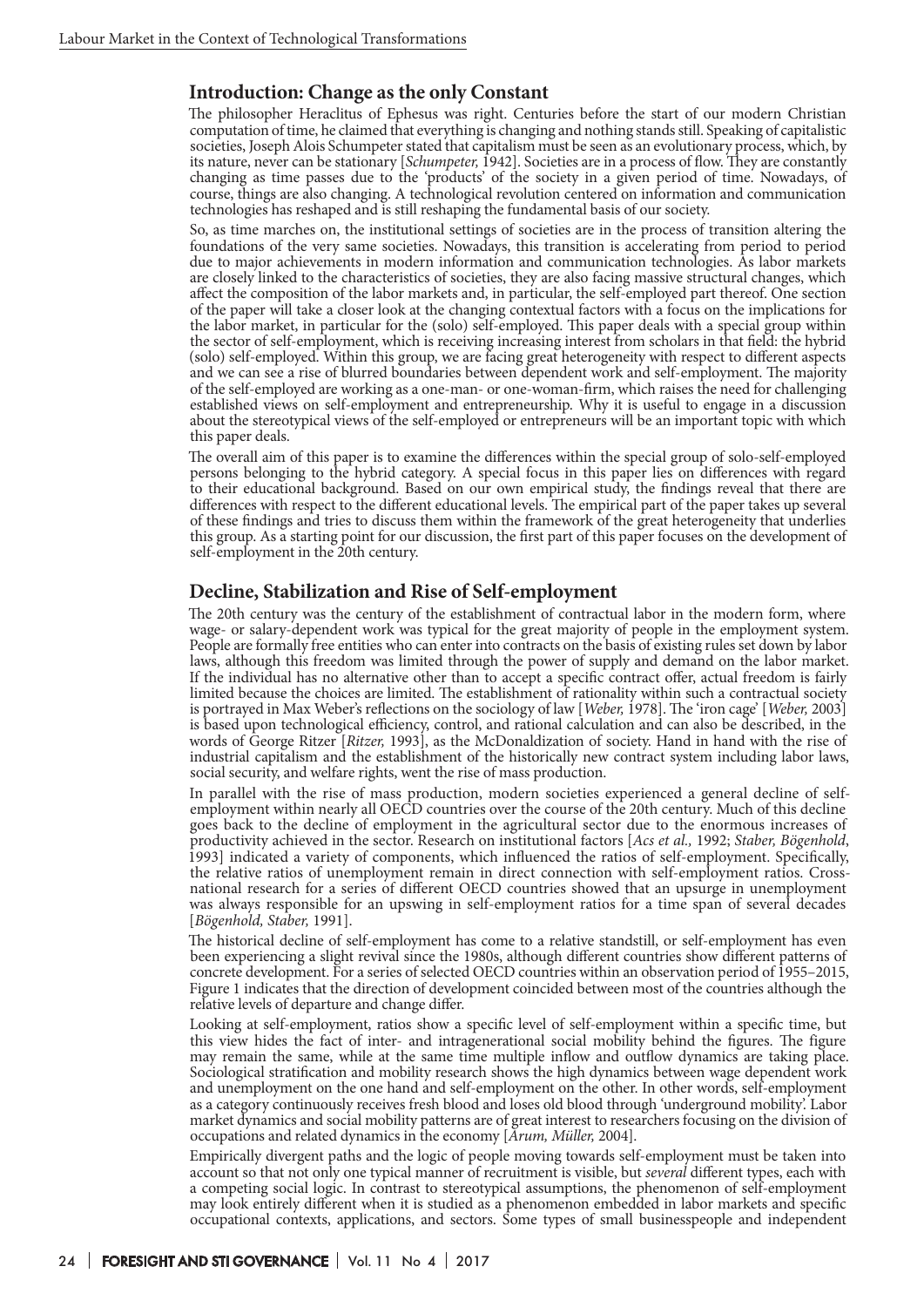## Introduction: Change as the only Constant

The philosopher Heraclitus of Ephesus was right. Centuries before the start of our modern Christian computation of time, he claimed that everything is changing and nothing stands still. Speaking of capitalistic societies, Joseph Alois Schumpeter stated that capitalism must be seen as an evolutionary process, which, by its nature, never can be stationary [*Schumpeter,* 1942]. Societies are in a process of flow. They are constantly changing as time passes due to the 'products' of the society in a given period of time. Nowadays, of course, things are also changing. A technological revolution centered on information and communication technologies has reshaped and is still reshaping the fundamental basis of our society.

So, as time marches on, the institutional settings of societies are in the process of transition altering the foundations of the very same societies. Nowadays, this transition is accelerating from period to period due to major achievements in modern information and communication technologies. As labor markets are closely linked to the characteristics of societies, they are also facing massive structural changes, which affect the composition of the labor markets and, in particular, the self-employed part thereof. One section of the paper will take a closer look at the changing contextual factors with a focus on the implications for the labor market, in particular for the (solo) self-employed. This paper deals with a special group within the sector of self-employment, which is receiving increasing interest from scholars in that field: the hybrid (solo) self-employed. Within this group, we are facing great heterogeneity with respect to different aspects and we can see a rise of blurred boundaries between dependent work and self-employment. The majority of the self-employed are working as a one-man- or one-woman-firm, which raises the need for challenging established views on self-employment and entrepreneurship. Why it is useful to engage in a discussion about the stereotypical views of the self-employed or entrepreneurs will be an important topic with which this paper deals.

The overall aim of this paper is to examine the differences within the special group of solo-self-employed persons belonging to the hybrid category. A special focus in this paper lies on differences with regard to their educational background. Based on our own empirical study, the findings reveal that there are differences with respect to the different educational levels. The empirical part of the paper takes up several of these findings and tries to discuss them within the framework of the great heterogeneity that underlies this group. As a starting point for our discussion, the first part of this paper focuses on the development of self-employment in the 20th century.

## Decline, Stabilization and Rise of Self-employment

The 20th century was the century of the establishment of contractual labor in the modern form, where wage- or salary-dependent work was typical for the great majority of people in the employment system. People are formally free entities who can enter into contracts on the basis of existing rules set down by labor laws, although this freedom was limited through the power of supply and demand on the labor market. If the individual has no alternative other than to accept a specific contract offer, actual freedom is fairly limited because the choices are limited. The establishment of rationality within such a contractual society is portrayed in Max Weber's reflections on the sociology of law [*Weber,* 1978]. The 'iron cage' [*Weber,* 2003] is based upon technological efficiency, control, and rational calculation and can also be described, in the words of George Ritzer [*Ritzer,* 1993], as the McDonaldization of society. Hand in hand with the rise of industrial capitalism and the establishment of the historically new contract system including labor laws, social security, and welfare rights, went the rise of mass production.

In parallel with the rise of mass production, modern societies experienced a general decline of self-employment within nearly all OECD countries over the course of the 20th century. Much of this decline goes back to the decline of employment in the agricultural sector due to the enormous increases of productivity achieved in the sector. Research on institutional factors [*Acs et al.,* 1992; *Staber, Bögenhold*, 1993] indicated a variety of components, which influenced the ratios of self-employment. Specifically, the relative ratios of unemployment remain in direct connection with self-employment ratios. Cross-national research for a series of different OECD countries showed that an upsurge in unemployment was always responsible for an upswing in self-employment ratios for a time span of several decades [*Bögenhold, Staber,* 1991].

The historical decline of self-employment has come to a relative standstill, or self-employment has even been experiencing a slight revival since the 1980s, although different countries show different patterns of concrete development. For a series of selected OECD countries within an observation period of 1955–2015, Figure 1 indicates that the direction of development coincided between most of the countries although the relative levels of departure and change differ.

Looking at self-employment, ratios show a specific level of self-employment within a specific time, but this view hides the fact of inter- and intragenerational social mobility behind the figures. The figure may remain the same, while at the same time multiple inflow and outflow dynamics are taking place. Sociological stratification and mobility research shows the high dynamics between wage dependent work and unemployment on the one hand and self-employment on the other. In other words, self-employment as a category continuously receives fresh blood and loses old blood through 'underground mobility'. Labor market dynamics and social mobility patterns are of great interest to researchers focusing on the division of occupations and related dynamics in the economy [*Arum, Müller,* 2004].

Empirically divergent paths and the logic of people moving towards self-employment must be taken into account so that not only one typical manner of recruitment is visible, but *several* different types, each with a competing social logic. In contrast to stereotypical assumptions, the phenomenon of self-employment may look entirely different when it is studied as a phenomenon embedded in labor markets and specific occupational contexts, applications, and sectors. Some types of small businesspeople and independent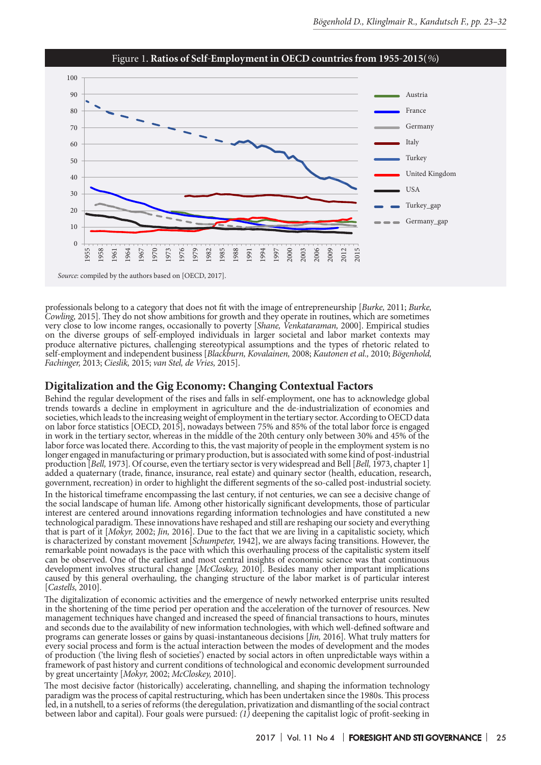Figure 1. **Ratios of Self-Employment in OECD countries from 1955-2015** (%)

*Source*: compiled by the authors based on [OECD, 2017].

professionals belong to a category that does not fit with the image of entrepreneurship [*Burke,* 2011; *Burke, Cowling,* 2015]. They do not show ambitions for growth and they operate in routines, which are sometimes very close to low income ranges, occasionally to poverty [*Shane, Venkataraman,* 2000]. Empirical studies on the diverse groups of self-employed individuals in larger societal and labor market contexts may produce alternative pictures, challenging stereotypical assumptions and the types of rhetoric related to self-employment and independent business [*Blackburn, Kovalainen,* 2008; *Kautonen et al.,* 2010; *Bögenhold, Fachinger,* 2013; *Cieslik,* 2015; *van Stel, de Vries,* 2015].

## Digitalization and the Gig Economy: Changing Contextual Factors

Behind the regular development of the rises and falls in self-employment, one has to acknowledge global trends towards a decline in employment in agriculture and the de-industrialization of economies and societies, which leads to the increasing weight of employment in the tertiary sector. According to OECD data on labor force statistics [OECD, 2015], nowadays between 75% and 85% of the total labor force is engaged in work in the tertiary sector, whereas in the middle of the 20th century only between 30% and 45% of the labor force was located there. According to this, the vast majority of people in the employment system is no longer engaged in manufacturing or primary production, but is associated with some kind of post-industrial production [*Bell,* 1973]. Of course, even the tertiary sector is very widespread and Bell [*Bell,* 1973, chapter 1] added a quaternary (trade, finance, insurance, real estate) and quinary sector (health, education, research, government, recreation) in order to highlight the different segments of the so-called post-industrial society.

In the historical timeframe encompassing the last century, if not centuries, we can see a decisive change of the social landscape of human life. Among other historically significant developments, those of particular interest are centered around innovations regarding information technologies and have constituted a new technological paradigm. These innovations have reshaped and still are reshaping our society and everything that is part of it [*Mokyr,* 2002; *Jin,* 2016]. Due to the fact that we are living in a capitalistic society, which is characterized by constant movement [*Schumpeter,* 1942], we are always facing transitions. However, the remarkable point nowadays is the pace with which this overhauling process of the capitalistic system itself can be observed. One of the earliest and most central insights of economic science was that continuous development involves structural change [*McCloskey,* 2010]. Besides many other important implications caused by this general overhauling, the changing structure of the labor market is of particular interest [*Castells,* 2010].

The digitalization of economic activities and the emergence of newly networked enterprise units resulted in the shortening of the time period per operation and the acceleration of the turnover of resources. New management techniques have changed and increased the speed of financial transactions to hours, minutes and seconds due to the availability of new information technologies, with which well-defined software and programs can generate losses or gains by quasi-instantaneous decisions [*Jin,* 2016]. What truly matters for every social process and form is the actual interaction between the modes of development and the modes of production ('the living flesh of societies') enacted by social actors in often unpredictable ways within a framework of past history and current conditions of technological and economic development surrounded by great uncertainty [*Mokyr,* 2002; *McCloskey,* 2010].

The most decisive factor (historically) accelerating, channelling, and shaping the information technology paradigm was the process of capital restructuring, which has been undertaken since the 1980s. This process led, in a nutshell, to a series of reforms (the deregulation, privatization and dismantling of the social contract between labor and capital). Four goals were pursued: *(1)* deepening the capitalist logic of profit-seeking in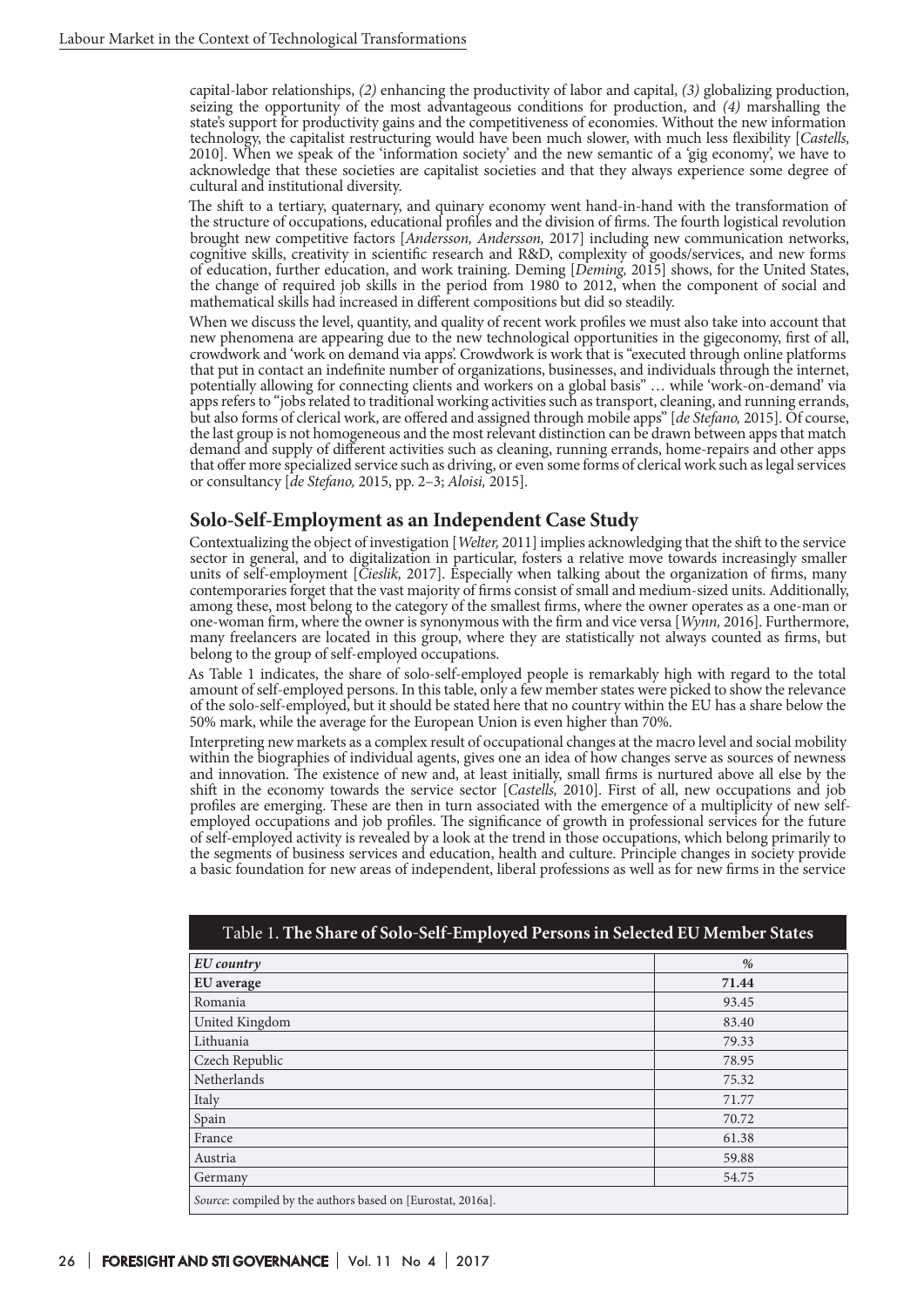capital-labor relationships, *(2)* enhancing the productivity of labor and capital, *(3)* globalizing production, seizing the opportunity of the most advantageous conditions for production, and *(4)* marshalling the state's support for productivity gains and the competitiveness of economies. Without the new information technology, the capitalist restructuring would have been much slower, with much less flexibility [*Castells,* 2010]. When we speak of the 'information society' and the new semantic of a 'gig economy', we have to acknowledge that these societies are capitalist societies and that they always experience some degree of cultural and institutional diversity.

The shift to a tertiary, quaternary, and quinary economy went hand-in-hand with the transformation of the structure of occupations, educational profiles and the division of firms. The fourth logistical revolution brought new competitive factors [*Andersson, Andersson,* 2017] including new communication networks, cognitive skills, creativity in scientific research and R&D, complexity of goods/services, and new forms of education, further education, and work training. Deming [*Deming,* 2015] shows, for the United States, the change of required job skills in the period from 1980 to 2012, when the component of social and mathematical skills had increased in different compositions but did so steadily.

When we discuss the level, quantity, and quality of recent work profiles we must also take into account that new phenomena are appearing due to the new technological opportunities in the gigeconomy, first of all, crowdwork and 'work on demand via apps'. Crowdwork is work that is "executed through online platforms that put in contact an indefinite number of organizations, businesses, and individuals through the internet, potentially allowing for connecting clients and workers on a global basis" … while 'work-on-demand' via apps refers to "jobs related to traditional working activities such as transport, cleaning, and running errands, but also forms of clerical work, are offered and assigned through mobile apps" [*de Stefano,* 2015]. Of course, the last group is not homogeneous and the most relevant distinction can be drawn between apps that match demand and supply of different activities such as cleaning, running errands, home-repairs and other apps that offer more specialized service such as driving, or even some forms of clerical work such as legal services or consultancy [*de Stefano,* 2015, pp. 2–3; *Aloisi,* 2015].

## Solo-Self-Employment as an Independent Case Study

Contextualizing the object of investigation [*Welter,* 2011] implies acknowledging that the shift to the service sector in general, and to digitalization in particular, fosters a relative move towards increasingly smaller units of self-employment [*Cieslik,* 2017]. Especially when talking about the organization of firms, many contemporaries forget that the vast majority of firms consist of small and medium-sized units. Additionally, among these, most belong to the category of the smallest firms, where the owner operates as a one-man or one-woman firm, where the owner is synonymous with the firm and vice versa [*Wynn,* 2016]. Furthermore, many freelancers are located in this group, where they are statistically not always counted as firms, but belong to the group of self-employed occupations.

As Table 1 indicates, the share of solo-self-employed people is remarkably high with regard to the total amount of self-employed persons. In this table, only a few member states were picked to show the relevance of the solo-self-employed, but it should be stated here that no country within the EU has a share below the 50% mark, while the average for the European Union is even higher than 70%.

Interpreting new markets as a complex result of occupational changes at the macro level and social mobility within the biographies of individual agents, gives one an idea of how changes serve as sources of newness and innovation. The existence of new and, at least initially, small firms is nurtured above all else by the shift in the economy towards the service sector [*Castells,* 2010]. First of all, new occupations and job profiles are emerging. These are then in turn associated with the emergence of a multiplicity of new self-employed occupations and job profiles. The significance of growth in professional services for the future of self-employed activity is revealed by a look at the trend in those occupations, which belong primarily to the segments of business services and education, health and culture. Principle changes in society provide a basic foundation for new areas of independent, liberal professions as well as for new firms in the service

Table 1. **The Share of Solo-Self-Employed Persons in Selected EU Member States**

| *EU country* | *%* |
|---|---|
| **EU average** | **71.44** |
| Romania | 93.45 |
| United Kingdom | 83.40 |
| Lithuania | 79.33 |
| Czech Republic | 78.95 |
| Netherlands | 75.32 |
| Italy | 71.77 |
| Spain | 70.72 |
| France | 61.38 |
| Austria | 59.88 |
| Germany | 54.75 |

*Source*: compiled by the authors based on [Eurostat, 2016a].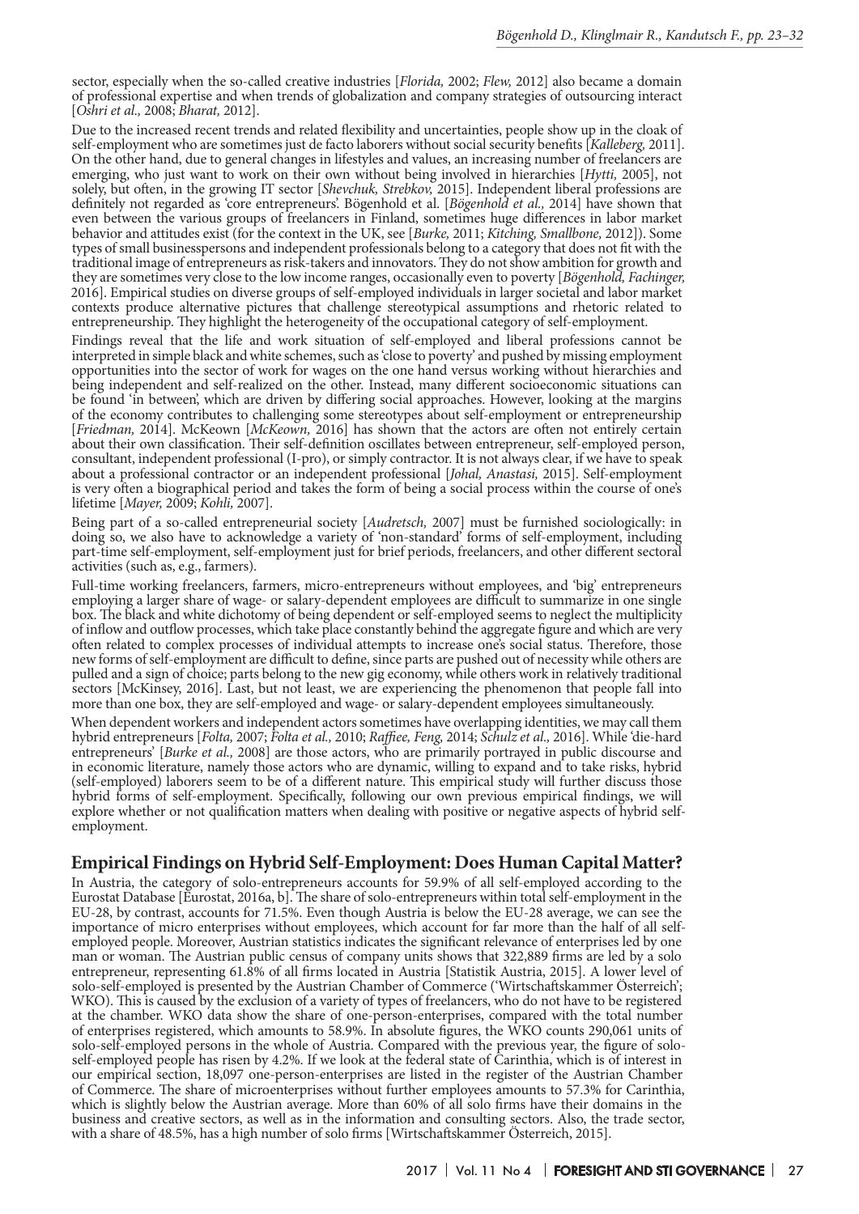sector, especially when the so-called creative industries [*Florida,* 2002; *Flew,* 2012] also became a domain of professional expertise and when trends of globalization and company strategies of outsourcing interact [*Oshri et al.,* 2008; *Bharat,* 2012].

Due to the increased recent trends and related flexibility and uncertainties, people show up in the cloak of self-employment who are sometimes just de facto laborers without social security benefits [*Kalleberg,* 2011]. On the other hand, due to general changes in lifestyles and values, an increasing number of freelancers are emerging, who just want to work on their own without being involved in hierarchies [*Hytti,* 2005], not solely, but often, in the growing IT sector [*Shevchuk, Strebkov,* 2015]. Independent liberal professions are definitely not regarded as 'core entrepreneurs'. Bögenhold et al. [*Bögenhold et al.,* 2014] have shown that even between the various groups of freelancers in Finland, sometimes huge differences in labor market behavior and attitudes exist (for the context in the UK, see [*Burke,* 2011; *Kitching, Smallbone,* 2012]). Some types of small businesspersons and independent professionals belong to a category that does not fit with the traditional image of entrepreneurs as risk-takers and innovators. They do not show ambition for growth and they are sometimes very close to the low income ranges, occasionally even to poverty [*Bögenhold, Fachinger,* 2016]. Empirical studies on diverse groups of self-employed individuals in larger societal and labor market contexts produce alternative pictures that challenge stereotypical assumptions and rhetoric related to entrepreneurship. They highlight the heterogeneity of the occupational category of self-employment.

Findings reveal that the life and work situation of self-employed and liberal professions cannot be interpreted in simple black and white schemes, such as 'close to poverty' and pushed by missing employment opportunities into the sector of work for wages on the one hand versus working without hierarchies and being independent and self-realized on the other. Instead, many different socioeconomic situations can be found 'in between', which are driven by differing social approaches. However, looking at the margins of the economy contributes to challenging some stereotypes about self-employment or entrepreneurship [*Friedman,* 2014]. McKeown [*McKeown,* 2016] has shown that the actors are often not entirely certain about their own classification. Their self-definition oscillates between entrepreneur, self-employed person, consultant, independent professional (I-pro), or simply contractor. It is not always clear, if we have to speak about a professional contractor or an independent professional [*Johal, Anastasi,* 2015]. Self-employment is very often a biographical period and takes the form of being a social process within the course of one's lifetime [*Mayer,* 2009; *Kohli,* 2007].

Being part of a so-called entrepreneurial society [*Audretsch,* 2007] must be furnished sociologically: in doing so, we also have to acknowledge a variety of 'non-standard' forms of self-employment, including part-time self-employment, self-employment just for brief periods, freelancers, and other different sectoral activities (such as, e.g., farmers).

Full-time working freelancers, farmers, micro-entrepreneurs without employees, and 'big' entrepreneurs employing a larger share of wage- or salary-dependent employees are difficult to summarize in one single box. The black and white dichotomy of being dependent or self-employed seems to neglect the multiplicity of inflow and outflow processes, which take place constantly behind the aggregate figure and which are very often related to complex processes of individual attempts to increase one's social status. Therefore, those new forms of self-employment are difficult to define, since parts are pushed out of necessity while others are pulled and a sign of choice; parts belong to the new gig economy, while others work in relatively traditional sectors [McKinsey, 2016]. Last, but not least, we are experiencing the phenomenon that people fall into more than one box, they are self-employed and wage- or salary-dependent employees simultaneously.

When dependent workers and independent actors sometimes have overlapping identities, we may call them hybrid entrepreneurs [*Folta,* 2007; *Folta et al.,* 2010; *Raffiee, Feng,* 2014; *Schulz et al.,* 2016]. While 'die-hard entrepreneurs' [*Burke et al.,* 2008] are those actors, who are primarily portrayed in public discourse and in economic literature, namely those actors who are dynamic, willing to expand and to take risks, hybrid (self-employed) laborers seem to be of a different nature. This empirical study will further discuss those hybrid forms of self-employment. Specifically, following our own previous empirical findings, we will explore whether or not qualification matters when dealing with positive or negative aspects of hybrid self-employment.

## Empirical Findings on Hybrid Self-Employment: Does Human Capital Matter?

In Austria, the category of solo-entrepreneurs accounts for 59.9% of all self-employed according to the Eurostat Database [Eurostat, 2016a, b]. The share of solo-entrepreneurs within total self-employment in the EU-28, by contrast, accounts for 71.5%. Even though Austria is below the EU-28 average, we can see the importance of micro enterprises without employees, which account for far more than the half of all self-employed people. Moreover, Austrian statistics indicates the significant relevance of enterprises led by one man or woman. The Austrian public census of company units shows that 322,889 firms are led by a solo entrepreneur, representing 61.8% of all firms located in Austria [Statistik Austria, 2015]. A lower level of solo-self-employed is presented by the Austrian Chamber of Commerce ('Wirtschaftskammer Österreich'; WKO). This is caused by the exclusion of a variety of types of freelancers, who do not have to be registered at the chamber. WKO data show the share of one-person-enterprises, compared with the total number of enterprises registered, which amounts to 58.9%. In absolute figures, the WKO counts 290,061 units of solo-self-employed persons in the whole of Austria. Compared with the previous year, the figure of solo-self-employed people has risen by 4.2%. If we look at the federal state of Carinthia, which is of interest in our empirical section, 18,097 one-person-enterprises are listed in the register of the Austrian Chamber of Commerce. The share of microenterprises without further employees amounts to 57.3% for Carinthia, which is slightly below the Austrian average. More than 60% of all solo firms have their domains in the business and creative sectors, as well as in the information and consulting sectors. Also, the trade sector, with a share of 48.5%, has a high number of solo firms [Wirtschaftskammer Österreich, 2015].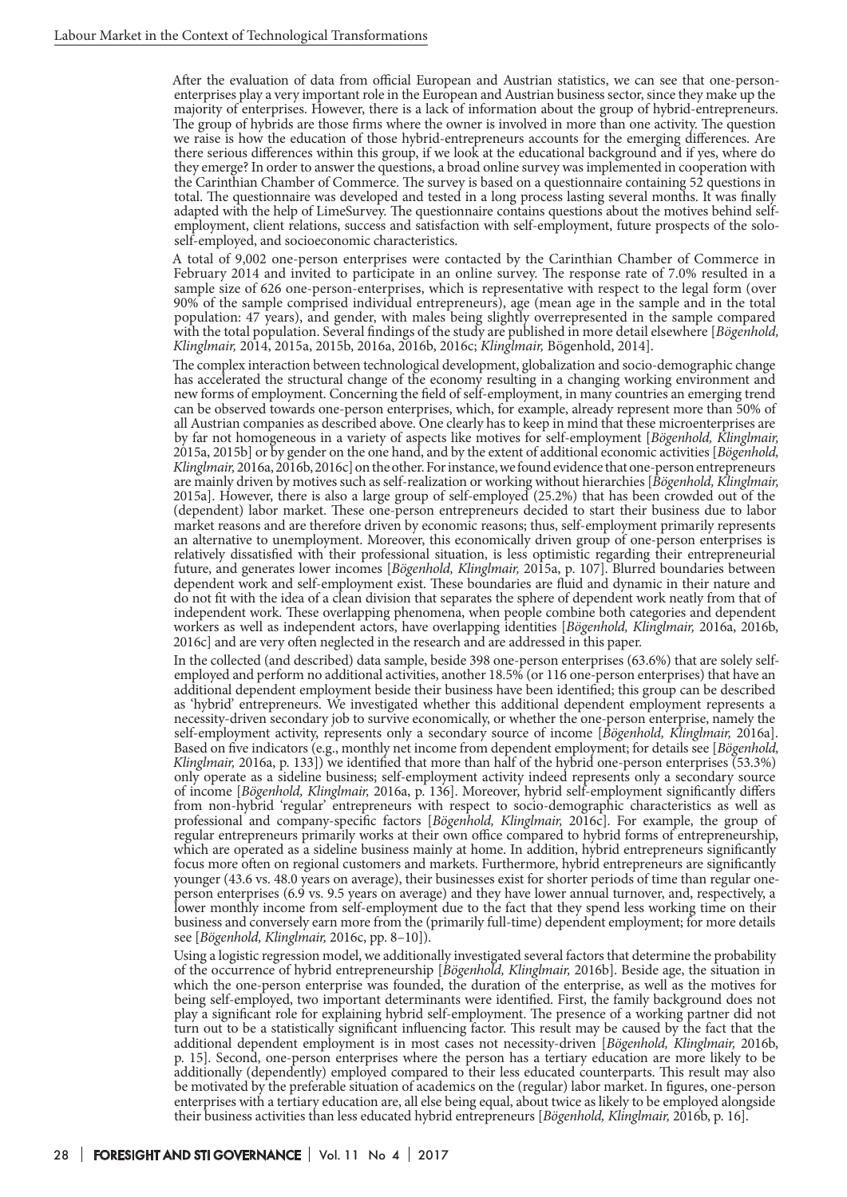After the evaluation of data from official European and Austrian statistics, we can see that one-person-enterprises play a very important role in the European and Austrian business sector, since they make up the majority of enterprises. However, there is a lack of information about the group of hybrid-entrepreneurs. The group of hybrids are those firms where the owner is involved in more than one activity. The question we raise is how the education of those hybrid-entrepreneurs accounts for the emerging differences. Are there serious differences within this group, if we look at the educational background and if yes, where do they emerge? In order to answer the questions, a broad online survey was implemented in cooperation with the Carinthian Chamber of Commerce. The survey is based on a questionnaire containing 52 questions in total. The questionnaire was developed and tested in a long process lasting several months. It was finally adapted with the help of LimeSurvey. The questionnaire contains questions about the motives behind self-employment, client relations, success and satisfaction with self-employment, future prospects of the solo-self-employed, and socioeconomic characteristics.

A total of 9,002 one-person enterprises were contacted by the Carinthian Chamber of Commerce in February 2014 and invited to participate in an online survey. The response rate of 7.0% resulted in a sample size of 626 one-person-enterprises, which is representative with respect to the legal form (over 90% of the sample comprised individual entrepreneurs), age (mean age in the sample and in the total population: 47 years), and gender, with males being slightly overrepresented in the sample compared with the total population. Several findings of the study are published in more detail elsewhere [*Bögenhold, Klingmair,* 2014, 2015a, 2015b, 2016a, 2016b, 2016c; *Klingmair,* Bögenhold, 2014].

The complex interaction between technological development, globalization and socio-demographic change has accelerated the structural change of the economy resulting in a changing working environment and new forms of employment. Concerning the field of self-employment, in many countries an emerging trend can be observed towards one-person enterprises, which, for example, already represent more than 50% of all Austrian companies as described above. One clearly has to keep in mind that these microenterprises are by far not homogeneous in a variety of aspects like motives for self-employment [*Bögenhold, Klingmair,* 2015a, 2015b] or by gender on the one hand, and by the extent of additional economic activities [*Bögenhold, Klingmair,* 2016a, 2016b, 2016c] on the other. For instance, we found evidence that one-person entrepreneurs are mainly driven by motives such as self-realization or working without hierarchies [*Bögenhold, Klingmair,* 2015a]. However, there is also a large group of self-employed (25.2%) that has been crowded out of the (dependent) labor market. These one-person entrepreneurs decided to start their business due to labor market reasons and are therefore driven by economic reasons; thus, self-employment primarily represents an alternative to unemployment. Moreover, this economically driven group of one-person enterprises is relatively dissatisfied with their professional situation, is less optimistic regarding their entrepreneurial future, and generates lower incomes [*Bögenhold, Klingmair,* 2015a, p. 107]. Blurred boundaries between dependent work and self-employment exist. These boundaries are fluid and dynamic in their nature and do not fit with the idea of a clean division that separates the sphere of dependent work neatly from that of independent work. These overlapping phenomena, when people combine both categories and dependent workers as well as independent actors, have overlapping identities [*Bögenhold, Klingmair,* 2016a, 2016b, 2016c] and are very often neglected in the research and are addressed in this paper.

In the collected (and described) data sample, beside 398 one-person enterprises (63.6%) that are solely self-employed and perform no additional activities, another 18.5% (or 116 one-person enterprises) that have an additional dependent employment beside their business have been identified; this group can be described as 'hybrid' entrepreneurs. We investigated whether this additional dependent employment represents a necessity-driven secondary job to survive economically, or whether the one-person enterprise, namely the self-employment activity, represents only a secondary source of income [*Bögenhold, Klingmair,* 2016a]. Based on five indicators (e.g., monthly net income from dependent employment; for details see [*Bögenhold, Klingmair,* 2016a, p. 133]) we identified that more than half of the hybrid one-person enterprises (53.3%) only operate as a sideline business; self-employment activity indeed represents only a secondary source of income [*Bögenhold, Klingmair,* 2016a, p. 136]. Moreover, hybrid self-employment significantly differs from non-hybrid 'regular' entrepreneurs with respect to socio-demographic characteristics as well as professional and company-specific factors [*Bögenhold, Klingmair,* 2016c]. For example, the group of regular entrepreneurs primarily works at their own office compared to hybrid forms of entrepreneurship, which are operated as a sideline business mainly at home. In addition, hybrid entrepreneurs significantly focus more often on regional customers and markets. Furthermore, hybrid entrepreneurs are significantly younger (43.6 vs. 48.0 years on average), their businesses exist for shorter periods of time than regular one-person enterprises (6.9 vs. 9.5 years on average) and they have lower annual turnover, and, respectively, a lower monthly income from self-employment due to the fact that they spend less working time on their business and conversely earn more from the (primarily full-time) dependent employment; for more details see [*Bögenhold, Klingmair,* 2016c, pp. 8–10]).

Using a logistic regression model, we additionally investigated several factors that determine the probability of the occurrence of hybrid entrepreneurship [*Bögenhold, Klingmair,* 2016b]. Beside age, the situation in which the one-person enterprise was founded, the duration of the enterprise, as well as the motives for being self-employed, two important determinants were identified. First, the family background does not play a significant role for explaining hybrid self-employment. The presence of a working partner did not turn out to be a statistically significant influencing factor. This result may be caused by the fact that the additional dependent employment is in most cases not necessity-driven [*Bögenhold, Klingmair,* 2016b, p. 15]. Second, one-person enterprises where the person has a tertiary education are more likely to be additionally (dependently) employed compared to their less educated counterparts. This result may also be motivated by the preferable situation of academics on the (regular) labor market. In figures, one-person enterprises with a tertiary education are, all else being equal, about twice as likely to be employed alongside their business activities than less educated hybrid entrepreneurs [*Bögenhold, Klingmair,* 2016b, p. 16].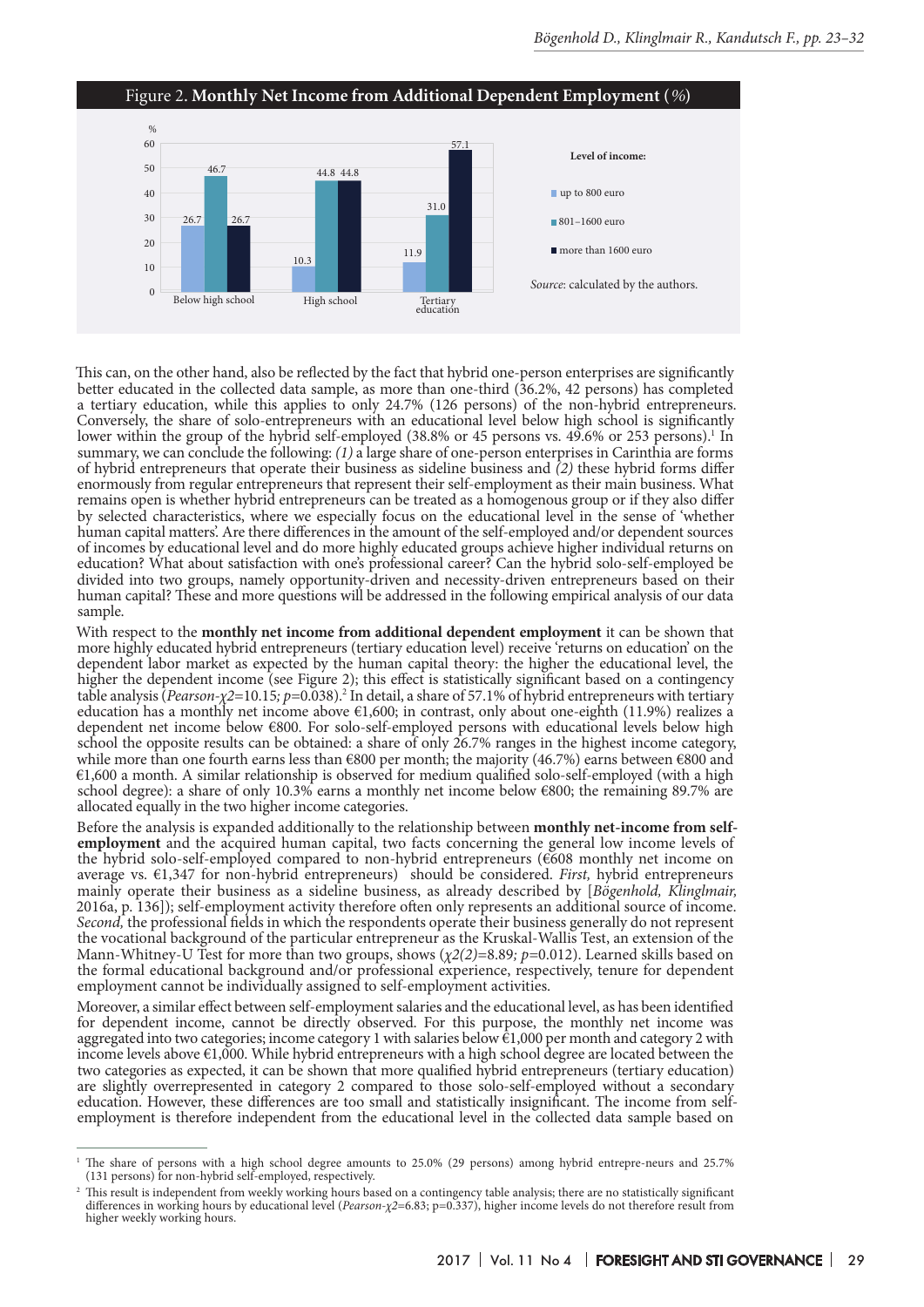Figure 2. **Monthly Net Income from Additional Dependent Employment** (%)

| Level of income: | Below high school | High school | Tertiary education |
|---|---|---|---|
| up to 800 euro | 26.7 | 10.3 | 11.9 |
| 801–1600 euro | 46.7 | 44.8 | 31.0 |
| more than 1600 euro | 26.7 | 44.8 | 57.1 |

*Source*: calculated by the authors.

This can, on the other hand, also be reflected by the fact that hybrid one-person enterprises are significantly better educated in the collected data sample, as more than one-third (36.2%, 42 persons) has completed a tertiary education, while this applies to only 24.7% (126 persons) of the non-hybrid entrepreneurs. Conversely, the share of solo-entrepreneurs with an educational level below high school is significantly lower within the group of the hybrid self-employed (38.8% or 45 persons vs. 49.6% or 253 persons).[1] In summary, we can conclude the following: *(1)* a large share of one-person enterprises in Carinthia are forms of hybrid entrepreneurs that operate their business as sideline business and *(2)* these hybrid forms differ enormously from regular entrepreneurs that represent their self-employment as their main business. What remains open is whether hybrid entrepreneurs can be treated as a homogenous group or if they also differ by selected characteristics, where we especially focus on the educational level in the sense of 'whether human capital matters'. Are there differences in the amount of the self-employed and/or dependent sources of incomes by educational level and do more highly educated groups achieve higher individual returns on education? What about satisfaction with one's professional career? Can the hybrid solo-self-employed be divided into two groups, namely opportunity-driven and necessity-driven entrepreneurs based on their human capital? These and more questions will be addressed in the following empirical analysis of our data sample.

With respect to the **monthly net income from additional dependent employment** it can be shown that more highly educated hybrid entrepreneurs (tertiary education level) receive 'returns on education' on the dependent labor market as expected by the human capital theory: the higher the educational level, the higher the dependent income (see Figure 2); this effect is statistically significant based on a contingency table analysis (*Pearson*-$\chi^2$=10.15*;* $p$=0.038).[2] In detail, a share of 57.1% of hybrid entrepreneurs with tertiary education has a monthly net income above €1,600; in contrast, only about one-eighth (11.9%) realizes a dependent net income below €800. For solo-self-employed persons with educational levels below high school the opposite results can be obtained: a share of only 26.7% ranges in the highest income category, while more than one fourth earns less than €800 per month; the majority (46.7%) earns between €800 and €1,600 a month. A similar relationship is observed for medium qualified solo-self-employed (with a high school degree): a share of only 10.3% earns a monthly net income below €800; the remaining 89.7% are allocated equally in the two higher income categories.

Before the analysis is expanded additionally to the relationship between **monthly net-income from self-employment** and the acquired human capital, two facts concerning the general low income levels of the hybrid solo-self-employed compared to non-hybrid entrepreneurs (€608 monthly net income on average vs. €1,347 for non-hybrid entrepreneurs) should be considered. *First,* hybrid entrepreneurs mainly operate their business as a sideline business, as already described by [*Bögenhold, Klinglmair,* 2016a, p. 136]); self-employment activity therefore often only represents an additional source of income. *Second,* the professional fields in which the respondents operate their business generally do not represent the vocational background of the particular entrepreneur as the Kruskal-Wallis Test, an extension of the Mann-Whitney-U Test for more than two groups, shows ($\chi 2(2)$=8.89*;* $p$=0.012). Learned skills based on the formal educational background and/or professional experience, respectively, tenure for dependent employment cannot be individually assigned to self-employment activities.

Moreover, a similar effect between self-employment salaries and the educational level, as has been identified for dependent income, cannot be directly observed. For this purpose, the monthly net income was aggregated into two categories; income category 1 with salaries below €1,000 per month and category 2 with income levels above €1,000. While hybrid entrepreneurs with a high school degree are located between the two categories as expected, it can be shown that more qualified hybrid entrepreneurs (tertiary education) are slightly overrepresented in category 2 compared to those solo-self-employed without a secondary education. However, these differences are too small and statistically insignificant. The income from self-employment is therefore independent from the educational level in the collected data sample based on

---

[1] The share of persons with a high school degree amounts to 25.0% (29 persons) among hybrid entrepre-neurs and 25.7% (131 persons) for non-hybrid self-employed, respectively.

[2] This result is independent from weekly working hours based on a contingency table analysis; there are no statistically significant differences in working hours by educational level (*Pearson*-$\chi 2$=6.83; p=0.337), higher income levels do not therefore result from higher weekly working hours.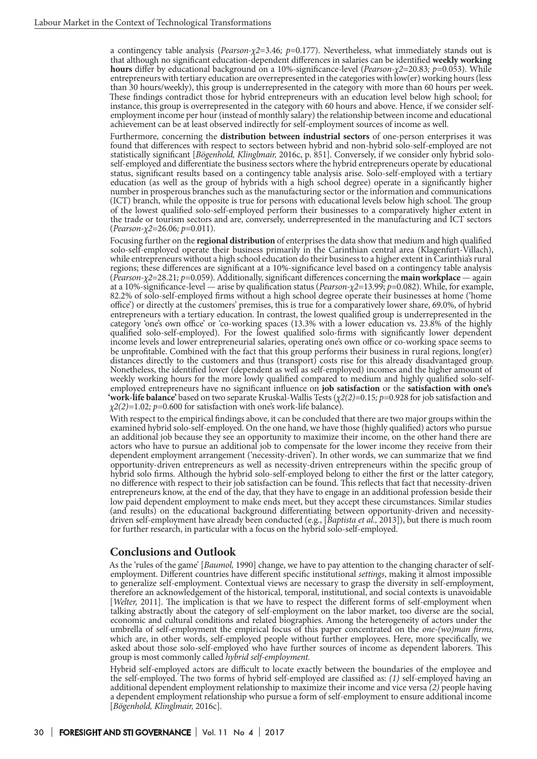a contingency table analysis (*Pearson-$\chi 2$=3.46; p=0.177*). Nevertheless, what immediately stands out is that although no significant education-dependent differences in salaries can be identified **weekly working hours** differ by educational background on a 10%-significance-level (*Pearson-$\chi 2$=20.83; p=0.053*). While entrepreneurs with tertiary education are overrepresented in the categories with low(er) working hours (less than 30 hours/weekly), this group is underrepresented in the category with more than 60 hours per week. These findings contradict those for hybrid entrepreneurs with an education level below high school; for instance, this group is overrepresented in the category with 60 hours and above. Hence, if we consider self-employment income per hour (instead of monthly salary) the relationship between income and educational achievement can be at least observed indirectly for self-employment sources of income as well.

Furthermore, concerning the **distribution between industrial sectors** of one-person enterprises it was found that differences with respect to sectors between hybrid and non-hybrid solo-self-employed are not statistically significant [*Bögenhold, Klinglmair,* 2016c, p. 851]. Conversely, if we consider only hybrid solo-self-employed and differentiate the business sectors where the hybrid entrepreneurs operate by educational status, significant results based on a contingency table analysis arise. Solo-self-employed with a tertiary education (as well as the group of hybrids with a high school degree) operate in a significantly higher number in prosperous branches such as the manufacturing sector or the information and communications (ICT) branch, while the opposite is true for persons with educational levels below high school. The group of the lowest qualified solo-self-employed perform their businesses to a comparatively higher extent in the trade or tourism sectors and are, conversely, underrepresented in the manufacturing and ICT sectors (*Pearson-$\chi 2$=26.06; p=0.011*).

Focusing further on the **regional distribution** of enterprises the data show that medium and high qualified solo-self-employed operate their business primarily in the Carinthian central area (Klagenfurt-Villach), while entrepreneurs without a high school education do their business to a higher extent in Carinthia's rural regions; these differences are significant at a 10%-significance level based on a contingency table analysis (*Pearson-$\chi 2$=28.21; p=0.059*). Additionally, significant differences concerning the **main workplace** — again at a 10%-significance-level — arise by qualification status (*Pearson-$\chi 2$=13.99; p=0.082*). While, for example, 82.2% of solo-self-employed firms without a high school degree operate their businesses at home ('home office') or directly at the customers' premises, this is true for a comparatively lower share, 69.0%, of hybrid entrepreneurs with a tertiary education. In contrast, the lowest qualified group is underrepresented in the category 'one's own office' or 'co-working spaces (13.3% with a lower education vs. 23.8% of the highly qualified solo-self-employed). For the lowest qualified solo-firms with significantly lower dependent income levels and lower entrepreneurial salaries, operating one's own office or co-working space seems to be unprofitable. Combined with the fact that this group performs their business in rural regions, long(er) distances directly to the customers and thus (transport) costs rise for this already disadvantaged group. Nonetheless, the identified lower (dependent as well as self-employed) incomes and the higher amount of weekly working hours for the more lowly qualified compared to medium and highly qualified solo-self-employed entrepreneurs have no significant influence on **job satisfaction** or the **satisfaction with one's 'work-life balance'** based on two separate Kruskal-Wallis Tests (*$\chi 2(2)$=0.15; p=0.928* for job satisfaction and *$\chi 2(2)$=1.02; p=0.600* for satisfaction with one's work-life balance).

With respect to the empirical findings above, it can be concluded that there are two major groups within the examined hybrid solo-self-employed. On the one hand, we have those (highly qualified) actors who pursue an additional job because they see an opportunity to maximize their income, on the other hand there are actors who have to pursue an additional job to compensate for the lower income they receive from their dependent employment arrangement ('necessity-driven'). In other words, we can summarize that we find opportunity-driven entrepreneurs as well as necessity-driven entrepreneurs within the specific group of hybrid solo firms. Although the hybrid solo-self-employed belong to either the first or the latter category, no difference with respect to their job satisfaction can be found. This reflects that fact that necessity-driven entrepreneurs know, at the end of the day, that they have to engage in an additional profession beside their low paid dependent employment to make ends meet, but they accept these circumstances. Similar studies (and results) on the educational background differentiating between opportunity-driven and necessity-driven self-employment have already been conducted (e.g., [*Baptista et al.,* 2013]), but there is much room for further research, in particular with a focus on the hybrid solo-self-employed.

## Conclusions and Outlook

As the 'rules of the game' [*Baumol,* 1990] change, we have to pay attention to the changing character of self-employment. Different countries have different specific institutional *settings*, making it almost impossible to generalize self-employment. Contextual views are necessary to grasp the diversity in self-employment, therefore an acknowledgement of the historical, temporal, institutional, and social contexts is unavoidable [*Welter,* 2011]. The implication is that we have to respect the different forms of self-employment when talking abstractly about the category of self-employment on the labor market, too diverse are the social, economic and cultural conditions and related biographies. Among the heterogeneity of actors under the umbrella of self-employment the empirical focus of this paper concentrated on the *one-(wo)man firms,* which are, in other words, self-employed people without further employees. Here, more specifically, we asked about those solo-self-employed who have further sources of income as dependent laborers. This group is most commonly called *hybrid self-employment.*

Hybrid self-employed actors are difficult to locate exactly between the boundaries of the employee and the self-employed. The two forms of hybrid self-employed are classified as: *(1)* self-employed having an additional dependent employment relationship to maximize their income and vice versa *(2)* people having a dependent employment relationship who pursue a form of self-employment to ensure additional income [*Bögenhold, Klinglmair,* 2016c].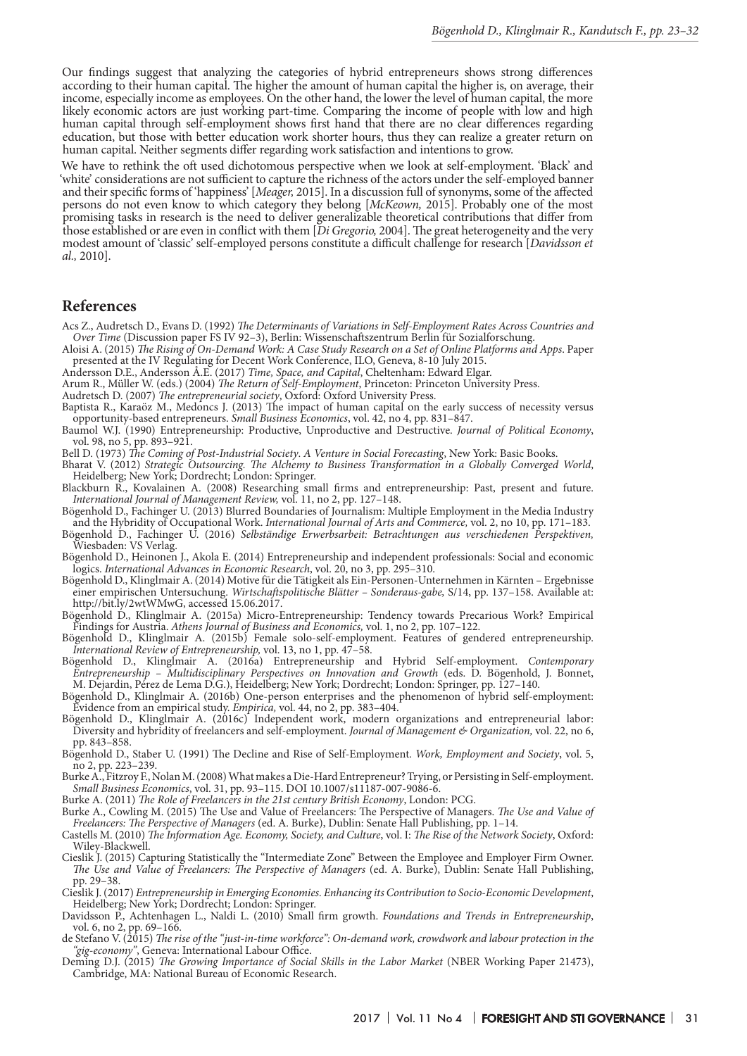Our findings suggest that analyzing the categories of hybrid entrepreneurs shows strong differences according to their human capital. The higher the amount of human capital the higher is, on average, their income, especially income as employees. On the other hand, the lower the level of human capital, the more likely economic actors are just working part-time. Comparing the income of people with low and high human capital through self-employment shows first hand that there are no clear differences regarding education, but those with better education work shorter hours, thus they can realize a greater return on human capital. Neither segments differ regarding work satisfaction and intentions to grow.

We have to rethink the oft used dichotomous perspective when we look at self-employment. 'Black' and 'white' considerations are not sufficient to capture the richness of the actors under the self-employed banner and their specific forms of 'happiness' [*Meager,* 2015]. In a discussion full of synonyms, some of the affected persons do not even know to which category they belong [*McKeown,* 2015]. Probably one of the most promising tasks in research is the need to deliver generalizable theoretical contributions that differ from those established or are even in conflict with them [*Di Gregorio,* 2004]. The great heterogeneity and the very modest amount of 'classic' self-employed persons constitute a difficult challenge for research [*Davidsson et al.,* 2010].

## References

Acs Z., Audretsch D., Evans D. (1992) *The Determinants of Variations in Self-Employment Rates Across Countries and Over Time* (Discussion paper FS IV 92–3), Berlin: Wissenschaftszentrum Berlin für Sozialforschung.

Aloisi A. (2015) *The Rising of On-Demand Work: A Case Study Research on a Set of Online Platforms and Apps*. Paper presented at the IV Regulating for Decent Work Conference, ILO, Geneva, 8-10 July 2015.

Andersson D.E., Andersson Å.E. (2017) *Time, Space, and Capital*, Cheltenham: Edward Elgar.

Arum R., Müller W. (eds.) (2004) *The Return of Self-Employment*, Princeton: Princeton University Press.

Audretsch D. (2007) *The entrepreneurial society*, Oxford: Oxford University Press.

Baptista R., Karaöz M., Medoncs J. (2013) The impact of human capital on the early success of necessity versus opportunity-based entrepreneurs. *Small Business Economics*, vol. 42, no 4, pp. 831–847.

Baumol W.J. (1990) Entrepreneurship: Productive, Unproductive and Destructive. *Journal of Political Economy*, vol. 98, no 5, pp. 893–921.

Bell D. (1973) *The Coming of Post-Industrial Society. A Venture in Social Forecasting*, New York: Basic Books.

Bharat V. (2012) *Strategic Outsourcing. The Alchemy to Business Transformation in a Globally Converged World*, Heidelberg; New York; Dordrecht; London: Springer.

Blackburn R., Kovalainen A. (2008) Researching small firms and entrepreneurship: Past, present and future. *International Journal of Management Review,* vol. 11, no 2, pp. 127–148.

Bögenhold D., Fachinger U. (2013) Blurred Boundaries of Journalism: Multiple Employment in the Media Industry and the Hybridity of Occupational Work. *International Journal of Arts and Commerce,* vol. 2, no 10, pp. 171–183.

Bögenhold D., Fachinger U. (2016) *Selbständige Erwerbsarbeit: Betrachtungen aus verschiedenen Perspektiven,* Wiesbaden: VS Verlag.

Bögenhold D., Heinonen J., Akola E. (2014) Entrepreneurship and independent professionals: Social and economic logics. *International Advances in Economic Research*, vol. 20, no 3, pp. 295–310.

Bögenhold D., Klinglmair A. (2014) Motive für die Tätigkeit als Ein-Personen-Unternehmen in Kärnten – Ergebnisse einer empirischen Untersuchung. *Wirtschaftspolitische Blätter – Sonderaus-gabe,* S/14, pp. 137–158. Available at: http://bit.ly/2wtWMwG, accessed 15.06.2017.

Bögenhold D., Klinglmair A. (2015a) Micro-Entrepreneurship: Tendency towards Precarious Work? Empirical Findings for Austria. *Athens Journal of Business and Economics,* vol. 1, no 2, pp. 107–122.

Bögenhold D., Klinglmair A. (2015b) Female solo-self-employment. Features of gendered entrepreneurship. *International Review of Entrepreneurship,* vol. 13, no 1, pp. 47–58.

Bögenhold D., Klinglmair A. (2016a) Entrepreneurship and Hybrid Self-employment. *Contemporary Entrepreneurship – Multidisciplinary Perspectives on Innovation and Growth* (eds. D. Bögenhold, J. Bonnet, M. Dejardin, Pérez de Lema D.G.), Heidelberg; New York; Dordrecht; London: Springer, pp. 127–140.

Bögenhold D., Klinglmair A. (2016b) One-person enterprises and the phenomenon of hybrid self-employment: Evidence from an empirical study. *Empirica,* vol. 44, no 2, pp. 383–404.

Bögenhold D., Klinglmair A. (2016c) Independent work, modern organizations and entrepreneurial labor: Diversity and hybridity of freelancers and self-employment. *Journal of Management & Organization,* vol. 22, no 6, pp. 843–858.

Bögenhold D., Staber U. (1991) The Decline and Rise of Self-Employment. *Work, Employment and Society*, vol. 5, no 2, pp. 223–239.

Burke A., Fitzroy F., Nolan M. (2008) What makes a Die-Hard Entrepreneur? Trying, or Persisting in Self-employment. *Small Business Economics*, vol. 31, pp. 93–115. DOI 10.1007/s11187-007-9086-6.

Burke A. (2011) *The Role of Freelancers in the 21st century British Economy*, London: PCG.

Burke A., Cowling M. (2015) The Use and Value of Freelancers: The Perspective of Managers. *The Use and Value of Freelancers: The Perspective of Managers* (ed. A. Burke), Dublin: Senate Hall Publishing, pp. 1–14.

Castells M. (2010) *The Information Age. Economy, Society, and Culture*, vol. I: *The Rise of the Network Society*, Oxford: Wiley-Blackwell.

Cieslik J. (2015) Capturing Statistically the "Intermediate Zone" Between the Employee and Employer Firm Owner. *The Use and Value of Freelancers: The Perspective of Managers* (ed. A. Burke), Dublin: Senate Hall Publishing, pp. 29–38.

Cieslik J. (2017) *Entrepreneurship in Emerging Economies. Enhancing its Contribution to Socio-Economic Development*, Heidelberg; New York; Dordrecht; London: Springer.

Davidsson P., Achtenhagen L., Naldi L. (2010) Small firm growth. *Foundations and Trends in Entrepreneurship*, vol. 6, no 2, pp. 69–166.

de Stefano V. (2015) *The rise of the "just-in-time workforce": On-demand work, crowdwork and labour protection in the "gig-economy"*, Geneva: International Labour Office.

Deming D.J. (2015) *The Growing Importance of Social Skills in the Labor Market* (NBER Working Paper 21473), Cambridge, MA: National Bureau of Economic Research.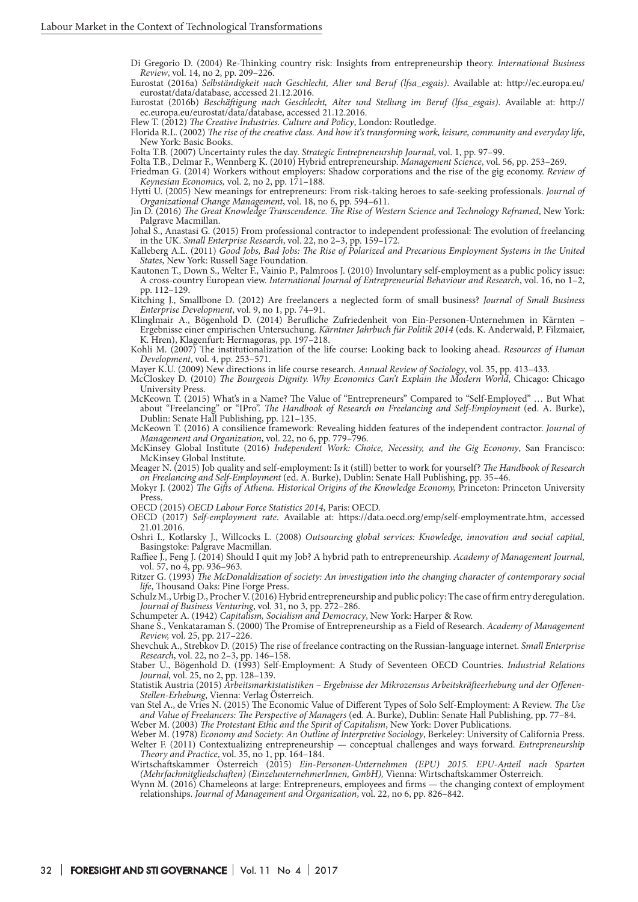Di Gregorio D. (2004) Re-Thinking country risk: Insights from entrepreneurship theory. *International Business Review*, vol. 14, no 2, pp. 209–226.

Eurostat (2016a) *Selbständigkeit nach Geschlecht, Alter und Beruf (lfsa_esgais)*. Available at: http://ec.europa.eu/eurostat/data/database, accessed 21.12.2016.

Eurostat (2016b) *Beschäftigung nach Geschlecht, Alter und Stellung im Beruf (lfsa_esgais)*. Available at: http://ec.europa.eu/eurostat/data/database, accessed 21.12.2016.

Flew T. (2012) *The Creative Industries. Culture and Policy*, London: Routledge.

Florida R.L. (2002) *The rise of the creative class. And how it's transforming work, leisure, community and everyday life*, New York: Basic Books.

Folta T.B. (2007) Uncertainty rules the day. *Strategic Entrepreneurship Journal*, vol. 1, pp. 97–99.

Folta T.B., Delmar F., Wennberg K. (2010) Hybrid entrepreneurship. *Management Science*, vol. 56, pp. 253–269.

Friedman G. (2014) Workers without employers: Shadow corporations and the rise of the gig economy. *Review of Keynesian Economics,* vol. 2, no 2, pp. 171–188.

Hytti U. (2005) New meanings for entrepreneurs: From risk-taking heroes to safe-seeking professionals. *Journal of Organizational Change Management*, vol. 18, no 6, pp. 594–611.

Jin D. (2016) *The Great Knowledge Transcendence. The Rise of Western Science and Technology Reframed*, New York: Palgrave Macmillan.

Johal S., Anastasi G. (2015) From professional contractor to independent professional: The evolution of freelancing in the UK. *Small Enterprise Research*, vol. 22, no 2–3, pp. 159–172.

Kalleberg A.L. (2011) *Good Jobs, Bad Jobs: The Rise of Polarized and Precarious Employment Systems in the United States*, New York: Russell Sage Foundation.

Kautonen T., Down S., Welter F., Vainio P., Palmroos J. (2010) Involuntary self-employment as a public policy issue: A cross-country European view. *International Journal of Entrepreneurial Behaviour and Research*, vol. 16, no 1–2, pp. 112–129.

Kitching J., Smallbone D. (2012) Are freelancers a neglected form of small business? *Journal of Small Business Enterprise Development*, vol. 9, no 1, pp. 74–91.

Klinglmair A., Bögenhold D. (2014) Berufliche Zufriedenheit von Ein-Personen-Unternehmen in Kärnten – Ergebnisse einer empirischen Untersuchung. *Kärntner Jahrbuch für Politik 2014* (eds. K. Anderwald, P. Filzmaier, K. Hren), Klagenfurt: Hermagoras, pp. 197–218.

Kohli M. (2007) The institutionalization of the life course: Looking back to looking ahead. *Resources of Human Development*, vol. 4, pp. 253–571.

Mayer K.U. (2009) New directions in life course research. *Annual Review of Sociology*, vol. 35, pp. 413–433.

McCloskey D. (2010) *The Bourgeois Dignity. Why Economics Can't Explain the Modern World*, Chicago: Chicago University Press.

McKeown T. (2015) What's in a Name? The Value of "Entrepreneurs" Compared to "Self-Employed" … But What about "Freelancing" or "IPro". *The Handbook of Research on Freelancing and Self-Employment* (ed. A. Burke), Dublin: Senate Hall Publishing, pp. 121–135.

McKeown T. (2016) A consilience framework: Revealing hidden features of the independent contractor. *Journal of Management and Organization*, vol. 22, no 6, pp. 779–796.

McKinsey Global Institute (2016) *Independent Work: Choice, Necessity, and the Gig Economy*, San Francisco: McKinsey Global Institute.

Meager N. (2015) Job quality and self-employment: Is it (still) better to work for yourself? *The Handbook of Research on Freelancing and Self-Employment* (ed. A. Burke), Dublin: Senate Hall Publishing, pp. 35–46.

Mokyr J. (2002) *The Gifts of Athena. Historical Origins of the Knowledge Economy,* Princeton: Princeton University Press.

OECD (2015) *OECD Labour Force Statistics 2014*, Paris: OECD.

OECD (2017) *Self-employment rate*. Available at: https://data.oecd.org/emp/self-employmentrate.htm, accessed 21.01.2016.

Oshri I., Kotlarsky J., Willcocks L. (2008) *Outsourcing global services: Knowledge, innovation and social capital,* Basingstoke: Palgrave Macmillan.

Raffiee J., Feng J. (2014) Should I quit my Job? A hybrid path to entrepreneurship. *Academy of Management Journal,* vol. 57, no 4, pp. 936–963.

Ritzer G. (1993) *The McDonaldization of society: An investigation into the changing character of contemporary social life*, Thousand Oaks: Pine Forge Press.

Schulz M., Urbig D., Procher V. (2016) Hybrid entrepreneurship and public policy: The case of firm entry deregulation. *Journal of Business Venturing*, vol. 31, no 3, pp. 272–286.

Schumpeter A. (1942) *Capitalism, Socialism and Democracy*, New York: Harper & Row.

Shane S., Venkataraman S. (2000) The Promise of Entrepreneurship as a Field of Research. *Academy of Management Review,* vol. 25, pp. 217–226.

Shevchuk A., Strebkov D. (2015) The rise of freelance contracting on the Russian-language internet. *Small Enterprise Research*, vol. 22, no 2–3, pp. 146–158.

Staber U., Bögenhold D. (1993) Self-Employment: A Study of Seventeen OECD Countries. *Industrial Relations Journal*, vol. 25, no 2, pp. 128–139.

Statistik Austria (2015) *Arbeitsmarktstatistiken – Ergebnisse der Mikrozensus Arbeitskräfteerhebung und der Offenen-Stellen-Erhebung*, Vienna: Verlag Österreich.

van Stel A., de Vries N. (2015) The Economic Value of Different Types of Solo Self-Employment: A Review. *The Use and Value of Freelancers: The Perspective of Managers* (ed. A. Burke), Dublin: Senate Hall Publishing, pp. 77–84.

Weber M. (2003) *The Protestant Ethic and the Spirit of Capitalism*, New York: Dover Publications.

Weber M. (1978) *Economy and Society: An Outline of Interpretive Sociology*, Berkeley: University of California Press.

Welter F. (2011) Contextualizing entrepreneurship — conceptual challenges and ways forward. *Entrepreneurship Theory and Practice*, vol. 35, no 1, pp. 164–184.

Wirtschaftskammer Österreich (2015) *Ein-Personen-Unternehmen (EPU) 2015. EPU-Anteil nach Sparten (Mehrfachmitgliedschaften) (EinzelunternehmerInnen, GmbH),* Vienna: Wirtschaftskammer Österreich.

Wynn M. (2016) Chameleons at large: Entrepreneurs, employees and firms — the changing context of employment relationships. *Journal of Management and Organization*, vol. 22, no 6, pp. 826–842.